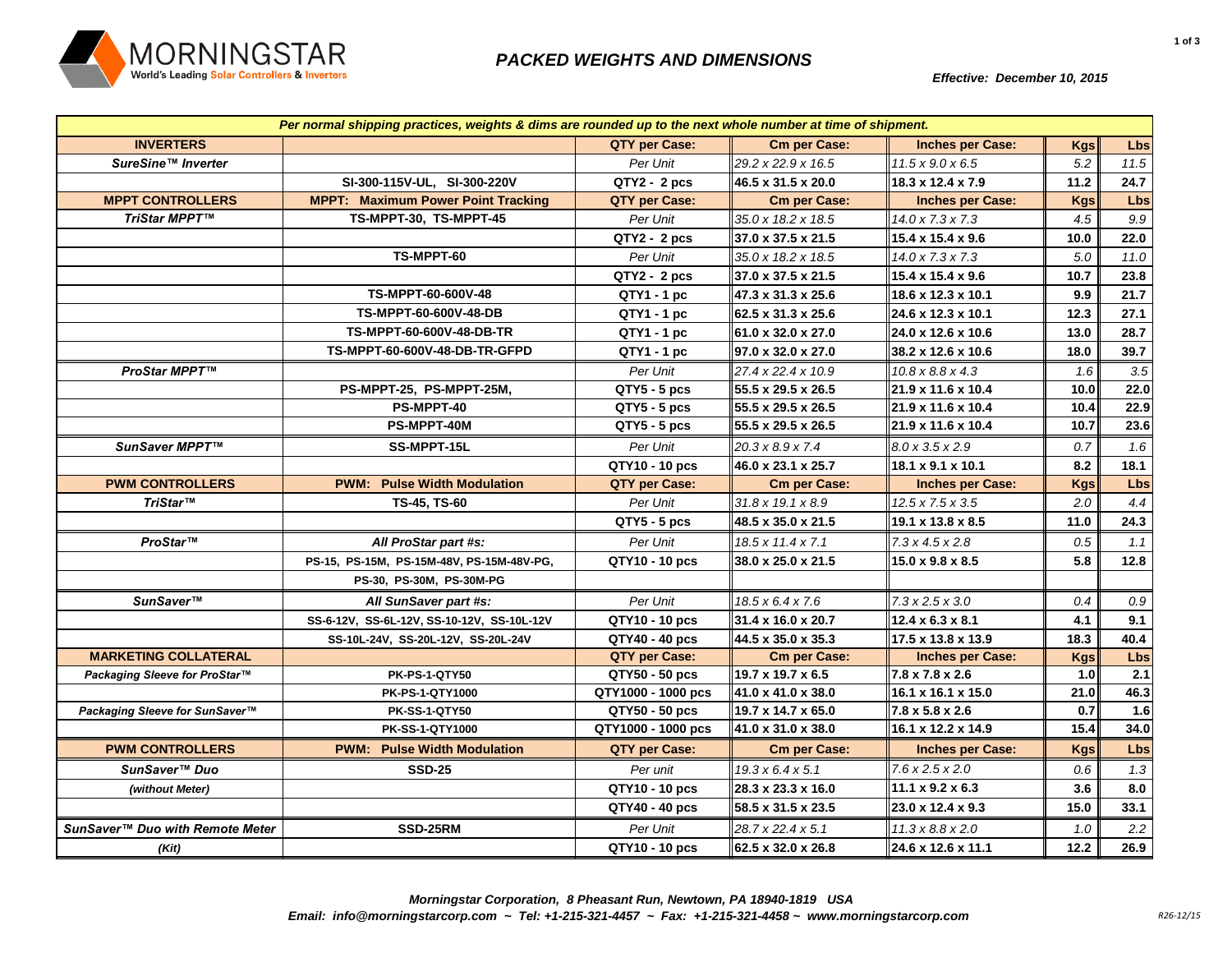MORNINGSTAR
World's Leading Solar Controllers & Inverters

# PACKED WEIGHTS AND DIMENSIONS

*Effective: December 10, 2015*

*Per normal shipping practices, weights & dims are rounded up to the next whole number at time of shipment.*

| INVERTERS | | QTY per Case: | Cm per Case: | Inches per Case: | Kgs | Lbs |
|---|---|---|---|---|---|---|
| ***SureSine™ Inverter*** | | *Per Unit* | *29.2 x 22.9 x 16.5* | *11.5 x 9.0 x 6.5* | *5.2* | *11.5* |
| | **SI-300-115V-UL, SI-300-220V** | **QTY2 - 2 pcs** | **46.5 x 31.5 x 20.0** | **18.3 x 12.4 x 7.9** | **11.2** | **24.7** |
| **MPPT CONTROLLERS** | **MPPT: Maximum Power Point Tracking** | **QTY per Case:** | **Cm per Case:** | **Inches per Case:** | **Kgs** | **Lbs** |
| ***TriStar MPPT™*** | **TS-MPPT-30, TS-MPPT-45** | *Per Unit* | *35.0 x 18.2 x 18.5* | *14.0 x 7.3 x 7.3* | *4.5* | *9.9* |
| | | **QTY2 - 2 pcs** | **37.0 x 37.5 x 21.5** | **15.4 x 15.4 x 9.6** | **10.0** | **22.0** |
| | **TS-MPPT-60** | *Per Unit* | *35.0 x 18.2 x 18.5* | *14.0 x 7.3 x 7.3* | *5.0* | *11.0* |
| | | **QTY2 - 2 pcs** | **37.0 x 37.5 x 21.5** | **15.4 x 15.4 x 9.6** | **10.7** | **23.8** |
| | **TS-MPPT-60-600V-48** | **QTY1 - 1 pc** | **47.3 x 31.3 x 25.6** | **18.6 x 12.3 x 10.1** | **9.9** | **21.7** |
| | **TS-MPPT-60-600V-48-DB** | **QTY1 - 1 pc** | **62.5 x 31.3 x 25.6** | **24.6 x 12.3 x 10.1** | **12.3** | **27.1** |
| | **TS-MPPT-60-600V-48-DB-TR** | **QTY1 - 1 pc** | **61.0 x 32.0 x 27.0** | **24.0 x 12.6 x 10.6** | **13.0** | **28.7** |
| | **TS-MPPT-60-600V-48-DB-TR-GFPD** | **QTY1 - 1 pc** | **97.0 x 32.0 x 27.0** | **38.2 x 12.6 x 10.6** | **18.0** | **39.7** |
| ***ProStar MPPT™*** | | *Per Unit* | *27.4 x 22.4 x 10.9* | *10.8 x 8.8 x 4.3* | *1.6* | *3.5* |
| | **PS-MPPT-25, PS-MPPT-25M,** | **QTY5 - 5 pcs** | **55.5 x 29.5 x 26.5** | **21.9 x 11.6 x 10.4** | **10.0** | **22.0** |
| | **PS-MPPT-40** | **QTY5 - 5 pcs** | **55.5 x 29.5 x 26.5** | **21.9 x 11.6 x 10.4** | **10.4** | **22.9** |
| | **PS-MPPT-40M** | **QTY5 - 5 pcs** | **55.5 x 29.5 x 26.5** | **21.9 x 11.6 x 10.4** | **10.7** | **23.6** |
| ***SunSaver MPPT™*** | **SS-MPPT-15L** | *Per Unit* | *20.3 x 8.9 x 7.4* | *8.0 x 3.5 x 2.9* | *0.7* | *1.6* |
| | | **QTY10 - 10 pcs** | **46.0 x 23.1 x 25.7** | **18.1 x 9.1 x 10.1** | **8.2** | **18.1** |
| **PWM CONTROLLERS** | **PWM: Pulse Width Modulation** | **QTY per Case:** | **Cm per Case:** | **Inches per Case:** | **Kgs** | **Lbs** |
| ***TriStar™*** | **TS-45, TS-60** | *Per Unit* | *31.8 x 19.1 x 8.9* | *12.5 x 7.5 x 3.5* | *2.0* | *4.4* |
| | | **QTY5 - 5 pcs** | **48.5 x 35.0 x 21.5** | **19.1 x 13.8 x 8.5** | **11.0** | **24.3** |
| ***ProStar™*** | ***All ProStar part #s:*** | *Per Unit* | *18.5 x 11.4 x 7.1* | *7.3 x 4.5 x 2.8* | *0.5* | *1.1* |
| | **PS-15, PS-15M, PS-15M-48V, PS-15M-48V-PG,** | **QTY10 - 10 pcs** | **38.0 x 25.0 x 21.5** | **15.0 x 9.8 x 8.5** | **5.8** | **12.8** |
| | **PS-30, PS-30M, PS-30M-PG** | | | | | |
| ***SunSaver™*** | ***All SunSaver part #s:*** | *Per Unit* | *18.5 x 6.4 x 7.6* | *7.3 x 2.5 x 3.0* | *0.4* | *0.9* |
| | **SS-6-12V, SS-6L-12V, SS-10-12V, SS-10L-12V** | **QTY10 - 10 pcs** | **31.4 x 16.0 x 20.7** | **12.4 x 6.3 x 8.1** | **4.1** | **9.1** |
| | **SS-10L-24V, SS-20L-12V, SS-20L-24V** | **QTY40 - 40 pcs** | **44.5 x 35.0 x 35.3** | **17.5 x 13.8 x 13.9** | **18.3** | **40.4** |
| **MARKETING COLLATERAL** | | **QTY per Case:** | **Cm per Case:** | **Inches per Case:** | **Kgs** | **Lbs** |
| ***Packaging Sleeve for ProStar™*** | **PK-PS-1-QTY50** | **QTY50 - 50 pcs** | **19.7 x 19.7 x 6.5** | **7.8 x 7.8 x 2.6** | **1.0** | **2.1** |
| | **PK-PS-1-QTY1000** | **QTY1000 - 1000 pcs** | **41.0 x 41.0 x 38.0** | **16.1 x 16.1 x 15.0** | **21.0** | **46.3** |
| ***Packaging Sleeve for SunSaver™*** | **PK-SS-1-QTY50** | **QTY50 - 50 pcs** | **19.7 x 14.7 x 65.0** | **7.8 x 5.8 x 2.6** | **0.7** | **1.6** |
| | **PK-SS-1-QTY1000** | **QTY1000 - 1000 pcs** | **41.0 x 31.0 x 38.0** | **16.1 x 12.2 x 14.9** | **15.4** | **34.0** |
| **PWM CONTROLLERS** | **PWM: Pulse Width Modulation** | **QTY per Case:** | **Cm per Case:** | **Inches per Case:** | **Kgs** | **Lbs** |
| ***SunSaver™ Duo*** | **SSD-25** | *Per unit* | *19.3 x 6.4 x 5.1* | *7.6 x 2.5 x 2.0* | *0.6* | *1.3* |
| ***(without Meter)*** | | **QTY10 - 10 pcs** | **28.3 x 23.3 x 16.0** | **11.1 x 9.2 x 6.3** | **3.6** | **8.0** |
| | | **QTY40 - 40 pcs** | **58.5 x 31.5 x 23.5** | **23.0 x 12.4 x 9.3** | **15.0** | **33.1** |
| ***SunSaver™ Duo with Remote Meter*** | **SSD-25RM** | *Per Unit* | *28.7 x 22.4 x 5.1* | *11.3 x 8.8 x 2.0* | *1.0* | *2.2* |
| ***(Kit)*** | | **QTY10 - 10 pcs** | **62.5 x 32.0 x 26.8** | **24.6 x 12.6 x 11.1** | **12.2** | **26.9** |

***Morningstar Corporation, 8 Pheasant Run, Newtown, PA 18940-1819 USA***

***Email: info@morningstarcorp.com ~ Tel: +1-215-321-4457 ~ Fax: +1-215-321-4458 ~ www.morningstarcorp.com***

*R26-12/15*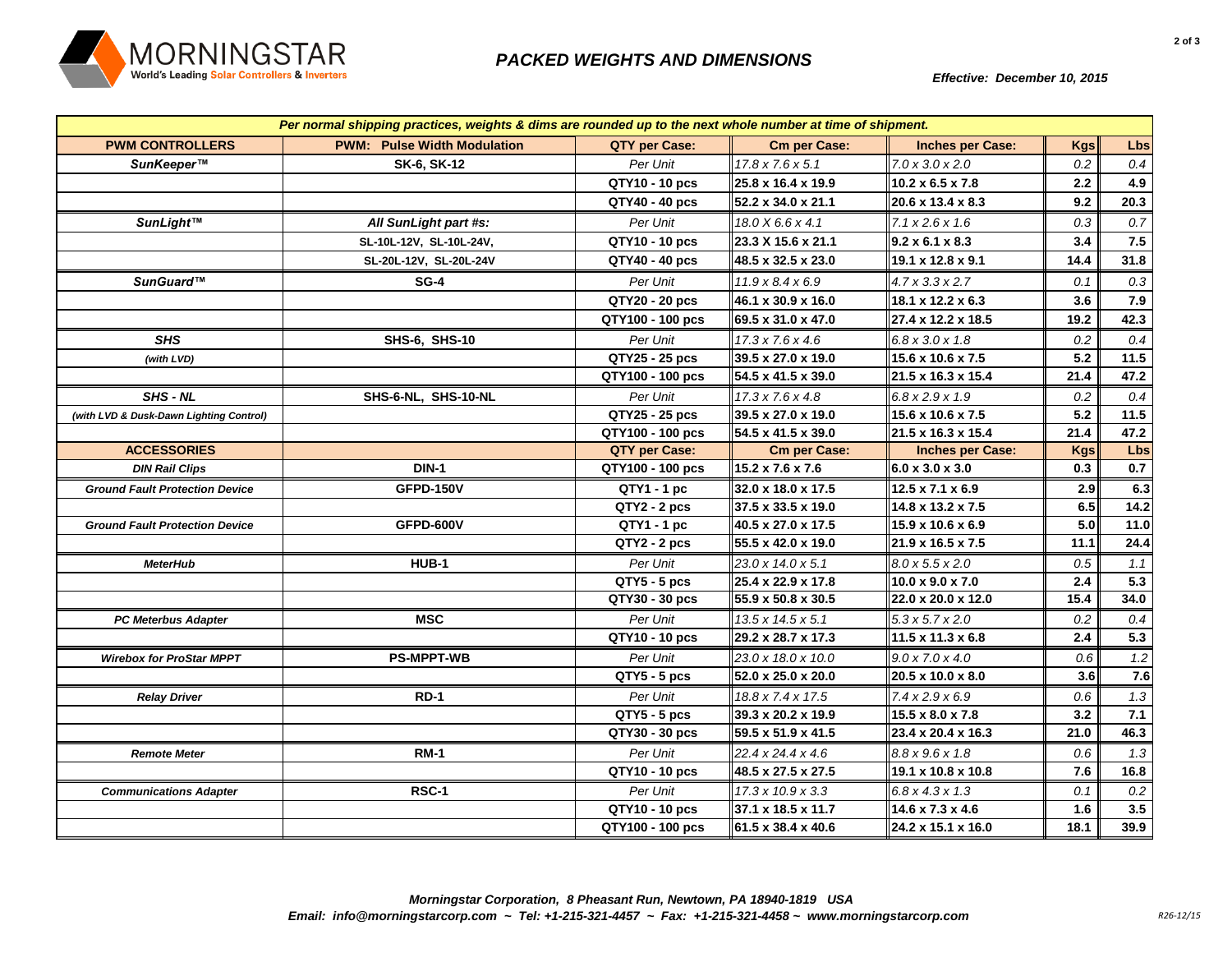# PACKED WEIGHTS AND DIMENSIONS

*Effective: December 10, 2015*

*Per normal shipping practices, weights & dims are rounded up to the next whole number at time of shipment.*

| PWM CONTROLLERS | PWM: Pulse Width Modulation | QTY per Case: | Cm per Case: | Inches per Case: | Kgs | Lbs |
|---|---|---|---|---|---|---|
| **SunKeeper™** | **SK-6, SK-12** | *Per Unit* | *17.8 x 7.6 x 5.1* | *7.0 x 3.0 x 2.0* | *0.2* | *0.4* |
| | | **QTY10 - 10 pcs** | **25.8 x 16.4 x 19.9** | **10.2 x 6.5 x 7.8** | **2.2** | **4.9** |
| | | **QTY40 - 40 pcs** | **52.2 x 34.0 x 21.1** | **20.6 x 13.4 x 8.3** | **9.2** | **20.3** |
| **SunLight™** | **All SunLight part #s:** | *Per Unit* | *18.0 X 6.6 x 4.1* | *7.1 x 2.6 x 1.6* | *0.3* | *0.7* |
| | **SL-10L-12V, SL-10L-24V,** | **QTY10 - 10 pcs** | **23.3 X 15.6 x 21.1** | **9.2 x 6.1 x 8.3** | **3.4** | **7.5** |
| | **SL-20L-12V, SL-20L-24V** | **QTY40 - 40 pcs** | **48.5 x 32.5 x 23.0** | **19.1 x 12.8 x 9.1** | **14.4** | **31.8** |
| **SunGuard™** | **SG-4** | *Per Unit* | *11.9 x 8.4 x 6.9* | *4.7 x 3.3 x 2.7* | *0.1* | *0.3* |
| | | **QTY20 - 20 pcs** | **46.1 x 30.9 x 16.0** | **18.1 x 12.2 x 6.3** | **3.6** | **7.9** |
| | | **QTY100 - 100 pcs** | **69.5 x 31.0 x 47.0** | **27.4 x 12.2 x 18.5** | **19.2** | **42.3** |
| **SHS** | **SHS-6, SHS-10** | *Per Unit* | *17.3 x 7.6 x 4.6* | *6.8 x 3.0 x 1.8* | *0.2* | *0.4* |
| *(with LVD)* | | **QTY25 - 25 pcs** | **39.5 x 27.0 x 19.0** | **15.6 x 10.6 x 7.5** | **5.2** | **11.5** |
| | | **QTY100 - 100 pcs** | **54.5 x 41.5 x 39.0** | **21.5 x 16.3 x 15.4** | **21.4** | **47.2** |
| **SHS - NL** | **SHS-6-NL, SHS-10-NL** | *Per Unit* | *17.3 x 7.6 x 4.8* | *6.8 x 2.9 x 1.9* | *0.2* | *0.4* |
| *(with LVD & Dusk-Dawn Lighting Control)* | | **QTY25 - 25 pcs** | **39.5 x 27.0 x 19.0** | **15.6 x 10.6 x 7.5** | **5.2** | **11.5** |
| | | **QTY100 - 100 pcs** | **54.5 x 41.5 x 39.0** | **21.5 x 16.3 x 15.4** | **21.4** | **47.2** |
| **ACCESSORIES** | | **QTY per Case:** | **Cm per Case:** | **Inches per Case:** | **Kgs** | **Lbs** |
| **DIN Rail Clips** | **DIN-1** | **QTY100 - 100 pcs** | **15.2 x 7.6 x 7.6** | **6.0 x 3.0 x 3.0** | **0.3** | **0.7** |
| **Ground Fault Protection Device** | **GFPD-150V** | **QTY1 - 1 pc** | **32.0 x 18.0 x 17.5** | **12.5 x 7.1 x 6.9** | **2.9** | **6.3** |
| | | **QTY2 - 2 pcs** | **37.5 x 33.5 x 19.0** | **14.8 x 13.2 x 7.5** | **6.5** | **14.2** |
| **Ground Fault Protection Device** | **GFPD-600V** | **QTY1 - 1 pc** | **40.5 x 27.0 x 17.5** | **15.9 x 10.6 x 6.9** | **5.0** | **11.0** |
| | | **QTY2 - 2 pcs** | **55.5 x 42.0 x 19.0** | **21.9 x 16.5 x 7.5** | **11.1** | **24.4** |
| **MeterHub** | **HUB-1** | *Per Unit* | *23.0 x 14.0 x 5.1* | *8.0 x 5.5 x 2.0* | *0.5* | *1.1* |
| | | **QTY5 - 5 pcs** | **25.4 x 22.9 x 17.8** | **10.0 x 9.0 x 7.0** | **2.4** | **5.3** |
| | | **QTY30 - 30 pcs** | **55.9 x 50.8 x 30.5** | **22.0 x 20.0 x 12.0** | **15.4** | **34.0** |
| **PC Meterbus Adapter** | **MSC** | *Per Unit* | *13.5 x 14.5 x 5.1* | *5.3 x 5.7 x 2.0* | *0.2* | *0.4* |
| | | **QTY10 - 10 pcs** | **29.2 x 28.7 x 17.3** | **11.5 x 11.3 x 6.8** | **2.4** | **5.3** |
| **Wirebox for ProStar MPPT** | **PS-MPPT-WB** | *Per Unit* | *23.0 x 18.0 x 10.0* | *9.0 x 7.0 x 4.0* | *0.6* | *1.2* |
| | | **QTY5 - 5 pcs** | **52.0 x 25.0 x 20.0** | **20.5 x 10.0 x 8.0** | **3.6** | **7.6** |
| **Relay Driver** | **RD-1** | *Per Unit* | *18.8 x 7.4 x 17.5* | *7.4 x 2.9 x 6.9* | *0.6* | *1.3* |
| | | **QTY5 - 5 pcs** | **39.3 x 20.2 x 19.9** | **15.5 x 8.0 x 7.8** | **3.2** | **7.1** |
| | | **QTY30 - 30 pcs** | **59.5 x 51.9 x 41.5** | **23.4 x 20.4 x 16.3** | **21.0** | **46.3** |
| **Remote Meter** | **RM-1** | *Per Unit* | *22.4 x 24.4 x 4.6* | *8.8 x 9.6 x 1.8* | *0.6* | *1.3* |
| | | **QTY10 - 10 pcs** | **48.5 x 27.5 x 27.5** | **19.1 x 10.8 x 10.8** | **7.6** | **16.8** |
| **Communications Adapter** | **RSC-1** | *Per Unit* | *17.3 x 10.9 x 3.3* | *6.8 x 4.3 x 1.3* | *0.1* | *0.2* |
| | | **QTY10 - 10 pcs** | **37.1 x 18.5 x 11.7** | **14.6 x 7.3 x 4.6** | **1.6** | **3.5** |
| | | **QTY100 - 100 pcs** | **61.5 x 38.4 x 40.6** | **24.2 x 15.1 x 16.0** | **18.1** | **39.9** |

*Morningstar Corporation, 8 Pheasant Run, Newtown, PA 18940-1819 USA*
*Email: info@morningstarcorp.com ~ Tel: +1-215-321-4457 ~ Fax: +1-215-321-4458 ~ www.morningstarcorp.com*

R26-12/15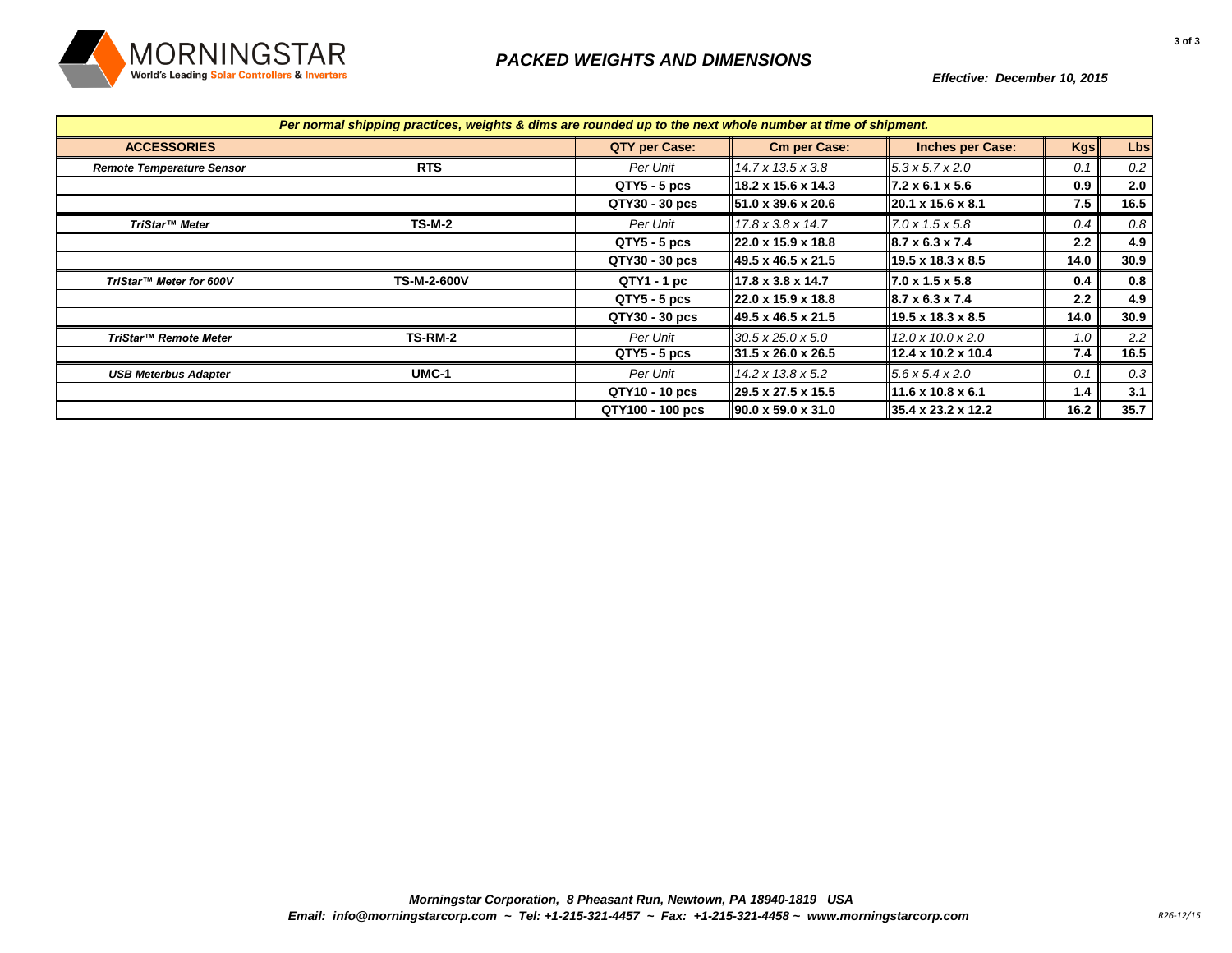MORNINGSTAR
World's Leading Solar Controllers & Inverters

# *PACKED WEIGHTS AND DIMENSIONS*

***Effective: December 10, 2015***

***Per normal shipping practices, weights & dims are rounded up to the next whole number at time of shipment.***

| ACCESSORIES | | QTY per Case: | Cm per Case: | Inches per Case: | Kgs | Lbs |
|---|---|---|---|---|---|---|
| ***Remote Temperature Sensor*** | **RTS** | *Per Unit* | *14.7 x 13.5 x 3.8* | *5.3 x 5.7 x 2.0* | *0.1* | *0.2* |
| | | **QTY5 - 5 pcs** | **18.2 x 15.6 x 14.3** | **7.2 x 6.1 x 5.6** | **0.9** | **2.0** |
| | | **QTY30 - 30 pcs** | **51.0 x 39.6 x 20.6** | **20.1 x 15.6 x 8.1** | **7.5** | **16.5** |
| ***TriStar™ Meter*** | **TS-M-2** | *Per Unit* | *17.8 x 3.8 x 14.7* | *7.0 x 1.5 x 5.8* | *0.4* | *0.8* |
| | | **QTY5 - 5 pcs** | **22.0 x 15.9 x 18.8** | **8.7 x 6.3 x 7.4** | **2.2** | **4.9** |
| | | **QTY30 - 30 pcs** | **49.5 x 46.5 x 21.5** | **19.5 x 18.3 x 8.5** | **14.0** | **30.9** |
| ***TriStar™ Meter for 600V*** | **TS-M-2-600V** | **QTY1 - 1 pc** | **17.8 x 3.8 x 14.7** | **7.0 x 1.5 x 5.8** | **0.4** | **0.8** |
| | | **QTY5 - 5 pcs** | **22.0 x 15.9 x 18.8** | **8.7 x 6.3 x 7.4** | **2.2** | **4.9** |
| | | **QTY30 - 30 pcs** | **49.5 x 46.5 x 21.5** | **19.5 x 18.3 x 8.5** | **14.0** | **30.9** |
| ***TriStar™ Remote Meter*** | **TS-RM-2** | *Per Unit* | *30.5 x 25.0 x 5.0* | *12.0 x 10.0 x 2.0* | *1.0* | *2.2* |
| | | **QTY5 - 5 pcs** | **31.5 x 26.0 x 26.5** | **12.4 x 10.2 x 10.4** | **7.4** | **16.5** |
| ***USB Meterbus Adapter*** | **UMC-1** | *Per Unit* | *14.2 x 13.8 x 5.2* | *5.6 x 5.4 x 2.0* | *0.1* | *0.3* |
| | | **QTY10 - 10 pcs** | **29.5 x 27.5 x 15.5** | **11.6 x 10.8 x 6.1** | **1.4** | **3.1** |
| | | **QTY100 - 100 pcs** | **90.0 x 59.0 x 31.0** | **35.4 x 23.2 x 12.2** | **16.2** | **35.7** |

***Morningstar Corporation, 8 Pheasant Run, Newtown, PA 18940-1819 USA***
***Email: info@morningstarcorp.com ~ Tel: +1-215-321-4457 ~ Fax: +1-215-321-4458 ~ www.morningstarcorp.com***

*R26-12/15*